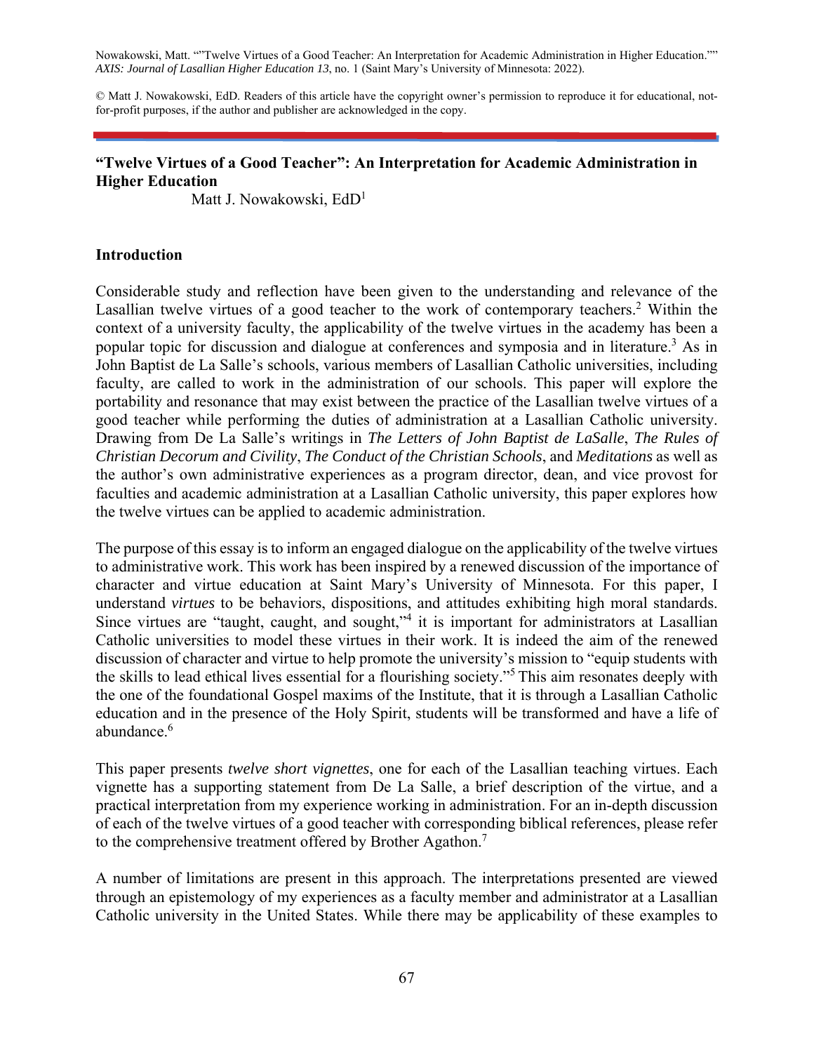Nowakowski, Matt. ""Twelve Virtues of a Good Teacher: An Interpretation for Academic Administration in Higher Education."" *AXIS: Journal of Lasallian Higher Education 13*, no. 1 (Saint Mary's University of Minnesota: 2022).

© Matt J. Nowakowski, EdD. Readers of this article have the copyright owner's permission to reproduce it for educational, not-for-profit purposes, if the author and publisher are acknowledged in the copy.

---

# "Twelve Virtues of a Good Teacher": An Interpretation for Academic Administration in Higher Education

Matt J. Nowakowski, EdD[1]

## Introduction

Considerable study and reflection have been given to the understanding and relevance of the Lasallian twelve virtues of a good teacher to the work of contemporary teachers.[2] Within the context of a university faculty, the applicability of the twelve virtues in the academy has been a popular topic for discussion and dialogue at conferences and symposia and in literature.[3] As in John Baptist de La Salle's schools, various members of Lasallian Catholic universities, including faculty, are called to work in the administration of our schools. This paper will explore the portability and resonance that may exist between the practice of the Lasallian twelve virtues of a good teacher while performing the duties of administration at a Lasallian Catholic university. Drawing from De La Salle's writings in *The Letters of John Baptist de LaSalle*, *The Rules of Christian Decorum and Civility*, *The Conduct of the Christian Schools*, and *Meditations* as well as the author's own administrative experiences as a program director, dean, and vice provost for faculties and academic administration at a Lasallian Catholic university, this paper explores how the twelve virtues can be applied to academic administration.

The purpose of this essay is to inform an engaged dialogue on the applicability of the twelve virtues to administrative work. This work has been inspired by a renewed discussion of the importance of character and virtue education at Saint Mary's University of Minnesota. For this paper, I understand *virtues* to be behaviors, dispositions, and attitudes exhibiting high moral standards. Since virtues are "taught, caught, and sought,"[4] it is important for administrators at Lasallian Catholic universities to model these virtues in their work. It is indeed the aim of the renewed discussion of character and virtue to help promote the university's mission to "equip students with the skills to lead ethical lives essential for a flourishing society."[5] This aim resonates deeply with the one of the foundational Gospel maxims of the Institute, that it is through a Lasallian Catholic education and in the presence of the Holy Spirit, students will be transformed and have a life of abundance.[6]

This paper presents *twelve short vignettes*, one for each of the Lasallian teaching virtues. Each vignette has a supporting statement from De La Salle, a brief description of the virtue, and a practical interpretation from my experience working in administration. For an in-depth discussion of each of the twelve virtues of a good teacher with corresponding biblical references, please refer to the comprehensive treatment offered by Brother Agathon.[7]

A number of limitations are present in this approach. The interpretations presented are viewed through an epistemology of my experiences as a faculty member and administrator at a Lasallian Catholic university in the United States. While there may be applicability of these examples to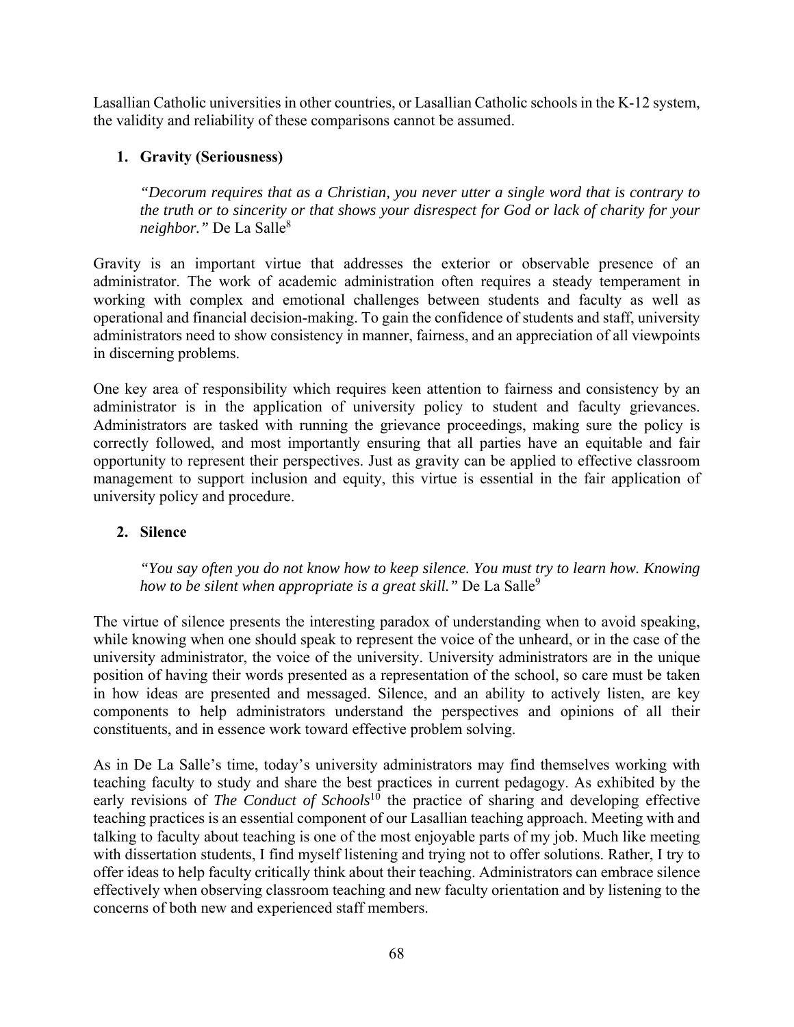Lasallian Catholic universities in other countries, or Lasallian Catholic schools in the K-12 system, the validity and reliability of these comparisons cannot be assumed.

### 1. Gravity (Seriousness)

> *"Decorum requires that as a Christian, you never utter a single word that is contrary to the truth or to sincerity or that shows your disrespect for God or lack of charity for your neighbor."* De La Salle[8]

Gravity is an important virtue that addresses the exterior or observable presence of an administrator. The work of academic administration often requires a steady temperament in working with complex and emotional challenges between students and faculty as well as operational and financial decision-making. To gain the confidence of students and staff, university administrators need to show consistency in manner, fairness, and an appreciation of all viewpoints in discerning problems.

One key area of responsibility which requires keen attention to fairness and consistency by an administrator is in the application of university policy to student and faculty grievances. Administrators are tasked with running the grievance proceedings, making sure the policy is correctly followed, and most importantly ensuring that all parties have an equitable and fair opportunity to represent their perspectives. Just as gravity can be applied to effective classroom management to support inclusion and equity, this virtue is essential in the fair application of university policy and procedure.

### 2. Silence

> *"You say often you do not know how to keep silence. You must try to learn how. Knowing how to be silent when appropriate is a great skill."* De La Salle[9]

The virtue of silence presents the interesting paradox of understanding when to avoid speaking, while knowing when one should speak to represent the voice of the unheard, or in the case of the university administrator, the voice of the university. University administrators are in the unique position of having their words presented as a representation of the school, so care must be taken in how ideas are presented and messaged. Silence, and an ability to actively listen, are key components to help administrators understand the perspectives and opinions of all their constituents, and in essence work toward effective problem solving.

As in De La Salle's time, today's university administrators may find themselves working with teaching faculty to study and share the best practices in current pedagogy. As exhibited by the early revisions of *The Conduct of Schools*[10] the practice of sharing and developing effective teaching practices is an essential component of our Lasallian teaching approach. Meeting with and talking to faculty about teaching is one of the most enjoyable parts of my job. Much like meeting with dissertation students, I find myself listening and trying not to offer solutions. Rather, I try to offer ideas to help faculty critically think about their teaching. Administrators can embrace silence effectively when observing classroom teaching and new faculty orientation and by listening to the concerns of both new and experienced staff members.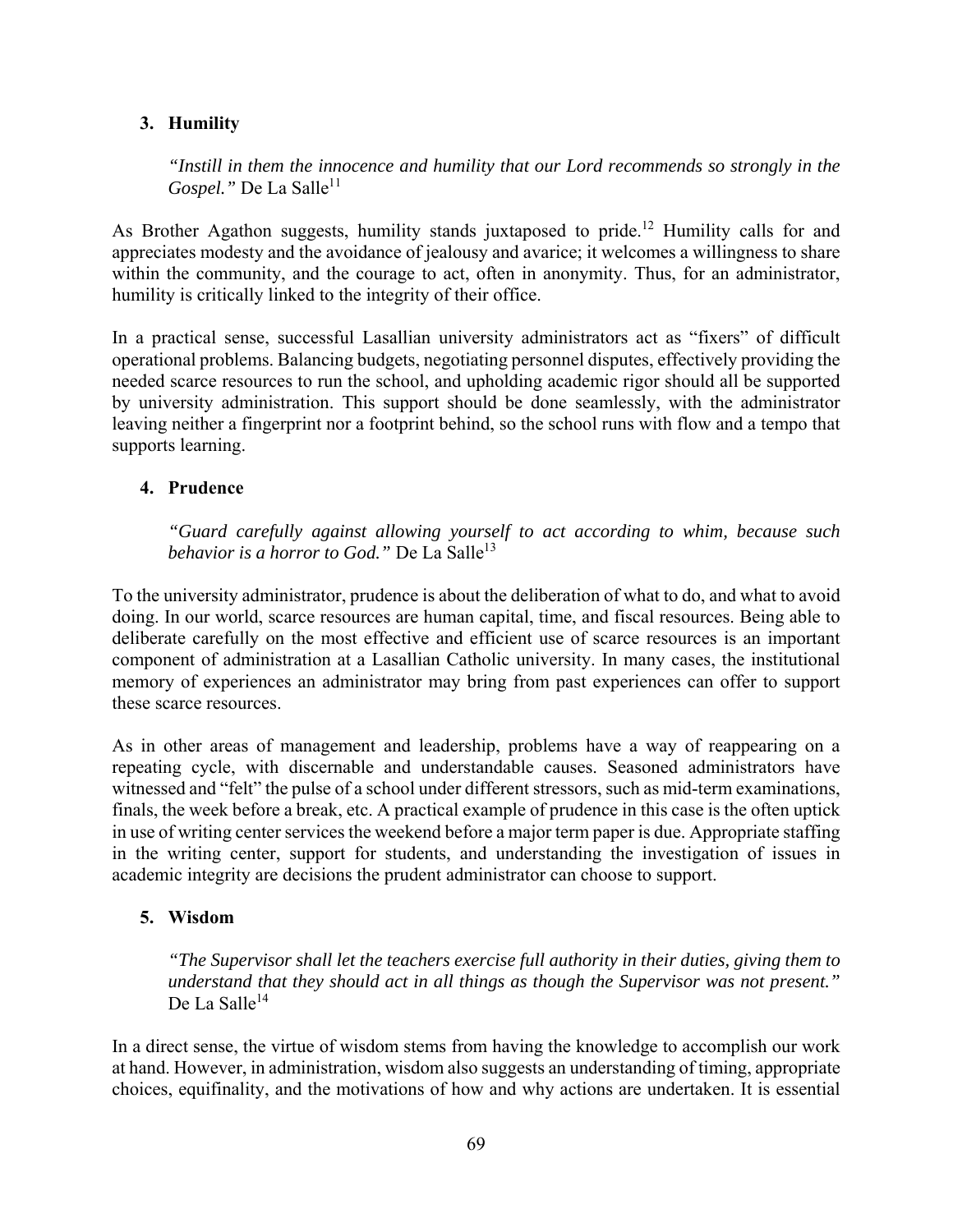### 3. Humility

> *"Instill in them the innocence and humility that our Lord recommends so strongly in the Gospel."* De La Salle[11]

As Brother Agathon suggests, humility stands juxtaposed to pride.[12] Humility calls for and appreciates modesty and the avoidance of jealousy and avarice; it welcomes a willingness to share within the community, and the courage to act, often in anonymity. Thus, for an administrator, humility is critically linked to the integrity of their office.

In a practical sense, successful Lasallian university administrators act as "fixers" of difficult operational problems. Balancing budgets, negotiating personnel disputes, effectively providing the needed scarce resources to run the school, and upholding academic rigor should all be supported by university administration. This support should be done seamlessly, with the administrator leaving neither a fingerprint nor a footprint behind, so the school runs with flow and a tempo that supports learning.

### 4. Prudence

> *"Guard carefully against allowing yourself to act according to whim, because such behavior is a horror to God."* De La Salle[13]

To the university administrator, prudence is about the deliberation of what to do, and what to avoid doing. In our world, scarce resources are human capital, time, and fiscal resources. Being able to deliberate carefully on the most effective and efficient use of scarce resources is an important component of administration at a Lasallian Catholic university. In many cases, the institutional memory of experiences an administrator may bring from past experiences can offer to support these scarce resources.

As in other areas of management and leadership, problems have a way of reappearing on a repeating cycle, with discernable and understandable causes. Seasoned administrators have witnessed and "felt" the pulse of a school under different stressors, such as mid-term examinations, finals, the week before a break, etc. A practical example of prudence in this case is the often uptick in use of writing center services the weekend before a major term paper is due. Appropriate staffing in the writing center, support for students, and understanding the investigation of issues in academic integrity are decisions the prudent administrator can choose to support.

### 5. Wisdom

> *"The Supervisor shall let the teachers exercise full authority in their duties, giving them to understand that they should act in all things as though the Supervisor was not present."* De La Salle[14]

In a direct sense, the virtue of wisdom stems from having the knowledge to accomplish our work at hand. However, in administration, wisdom also suggests an understanding of timing, appropriate choices, equifinality, and the motivations of how and why actions are undertaken. It is essential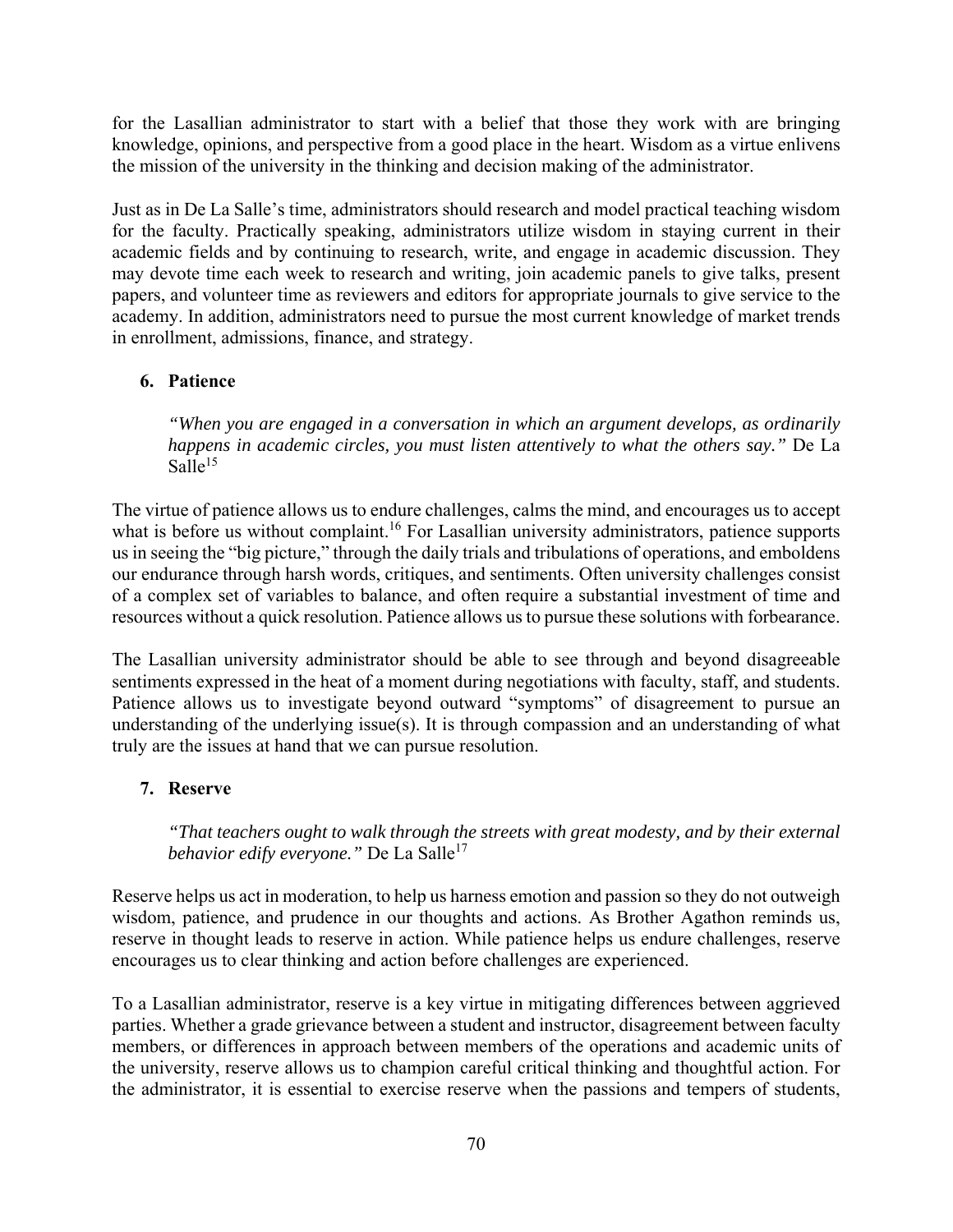for the Lasallian administrator to start with a belief that those they work with are bringing knowledge, opinions, and perspective from a good place in the heart. Wisdom as a virtue enlivens the mission of the university in the thinking and decision making of the administrator.

Just as in De La Salle's time, administrators should research and model practical teaching wisdom for the faculty. Practically speaking, administrators utilize wisdom in staying current in their academic fields and by continuing to research, write, and engage in academic discussion. They may devote time each week to research and writing, join academic panels to give talks, present papers, and volunteer time as reviewers and editors for appropriate journals to give service to the academy. In addition, administrators need to pursue the most current knowledge of market trends in enrollment, admissions, finance, and strategy.

### 6. Patience

> *"When you are engaged in a conversation in which an argument develops, as ordinarily happens in academic circles, you must listen attentively to what the others say."* De La Salle[15]

The virtue of patience allows us to endure challenges, calms the mind, and encourages us to accept what is before us without complaint.[16] For Lasallian university administrators, patience supports us in seeing the "big picture," through the daily trials and tribulations of operations, and emboldens our endurance through harsh words, critiques, and sentiments. Often university challenges consist of a complex set of variables to balance, and often require a substantial investment of time and resources without a quick resolution. Patience allows us to pursue these solutions with forbearance.

The Lasallian university administrator should be able to see through and beyond disagreeable sentiments expressed in the heat of a moment during negotiations with faculty, staff, and students. Patience allows us to investigate beyond outward "symptoms" of disagreement to pursue an understanding of the underlying issue(s). It is through compassion and an understanding of what truly are the issues at hand that we can pursue resolution.

### 7. Reserve

> *"That teachers ought to walk through the streets with great modesty, and by their external behavior edify everyone."* De La Salle[17]

Reserve helps us act in moderation, to help us harness emotion and passion so they do not outweigh wisdom, patience, and prudence in our thoughts and actions. As Brother Agathon reminds us, reserve in thought leads to reserve in action. While patience helps us endure challenges, reserve encourages us to clear thinking and action before challenges are experienced.

To a Lasallian administrator, reserve is a key virtue in mitigating differences between aggrieved parties. Whether a grade grievance between a student and instructor, disagreement between faculty members, or differences in approach between members of the operations and academic units of the university, reserve allows us to champion careful critical thinking and thoughtful action. For the administrator, it is essential to exercise reserve when the passions and tempers of students,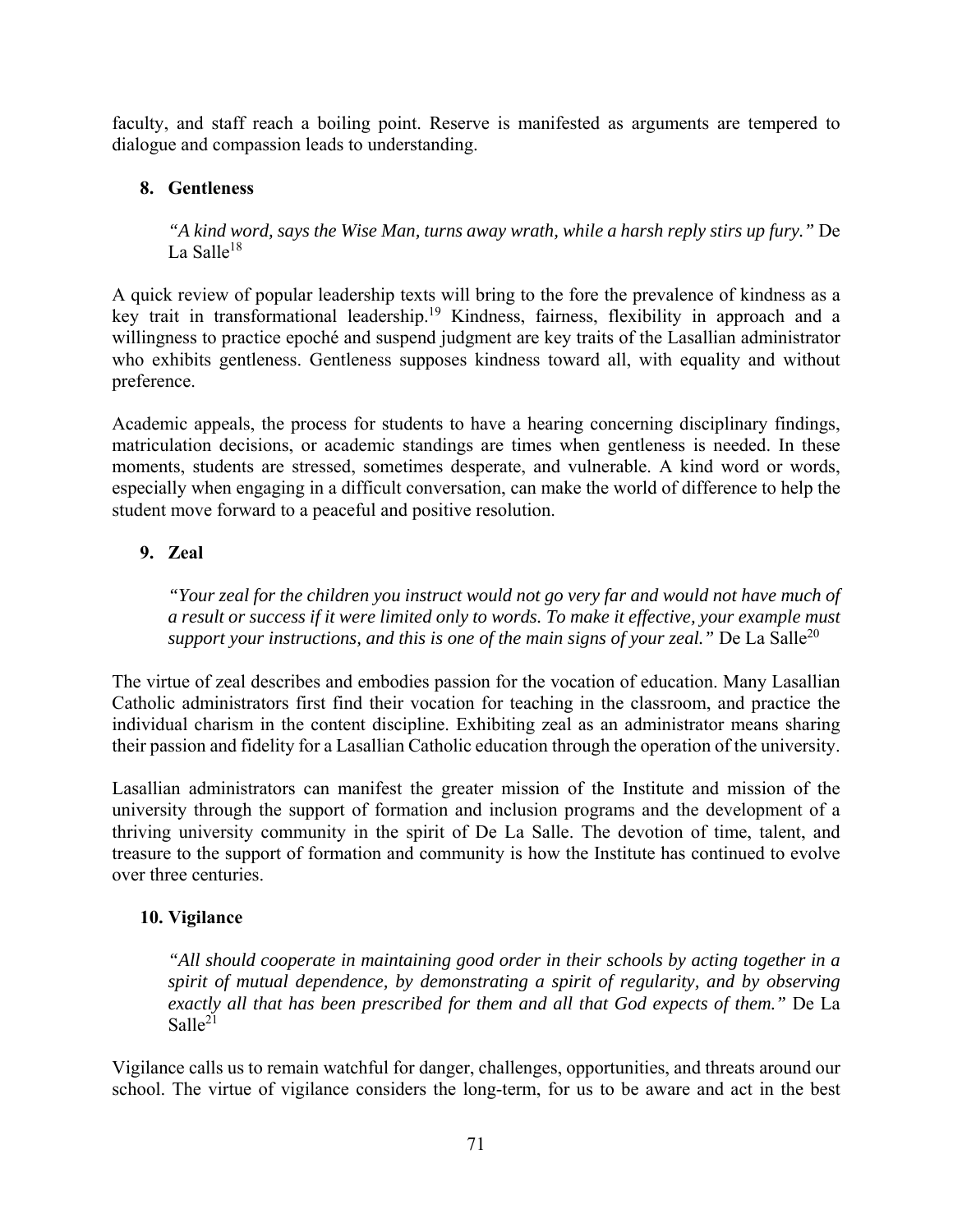faculty, and staff reach a boiling point. Reserve is manifested as arguments are tempered to dialogue and compassion leads to understanding.

### 8. Gentleness

> *"A kind word, says the Wise Man, turns away wrath, while a harsh reply stirs up fury."* De La Salle[18]

A quick review of popular leadership texts will bring to the fore the prevalence of kindness as a key trait in transformational leadership.[19] Kindness, fairness, flexibility in approach and a willingness to practice epoché and suspend judgment are key traits of the Lasallian administrator who exhibits gentleness. Gentleness supposes kindness toward all, with equality and without preference.

Academic appeals, the process for students to have a hearing concerning disciplinary findings, matriculation decisions, or academic standings are times when gentleness is needed. In these moments, students are stressed, sometimes desperate, and vulnerable. A kind word or words, especially when engaging in a difficult conversation, can make the world of difference to help the student move forward to a peaceful and positive resolution.

### 9. Zeal

> *"Your zeal for the children you instruct would not go very far and would not have much of a result or success if it were limited only to words. To make it effective, your example must support your instructions, and this is one of the main signs of your zeal."* De La Salle[20]

The virtue of zeal describes and embodies passion for the vocation of education. Many Lasallian Catholic administrators first find their vocation for teaching in the classroom, and practice the individual charism in the content discipline. Exhibiting zeal as an administrator means sharing their passion and fidelity for a Lasallian Catholic education through the operation of the university.

Lasallian administrators can manifest the greater mission of the Institute and mission of the university through the support of formation and inclusion programs and the development of a thriving university community in the spirit of De La Salle. The devotion of time, talent, and treasure to the support of formation and community is how the Institute has continued to evolve over three centuries.

### 10. Vigilance

> *"All should cooperate in maintaining good order in their schools by acting together in a spirit of mutual dependence, by demonstrating a spirit of regularity, and by observing exactly all that has been prescribed for them and all that God expects of them."* De La Salle[21]

Vigilance calls us to remain watchful for danger, challenges, opportunities, and threats around our school. The virtue of vigilance considers the long-term, for us to be aware and act in the best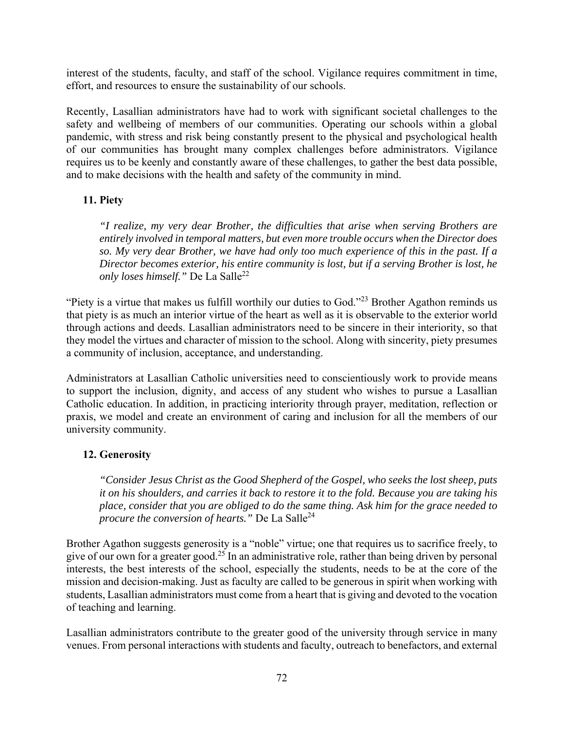interest of the students, faculty, and staff of the school. Vigilance requires commitment in time, effort, and resources to ensure the sustainability of our schools.

Recently, Lasallian administrators have had to work with significant societal challenges to the safety and wellbeing of members of our communities. Operating our schools within a global pandemic, with stress and risk being constantly present to the physical and psychological health of our communities has brought many complex challenges before administrators. Vigilance requires us to be keenly and constantly aware of these challenges, to gather the best data possible, and to make decisions with the health and safety of the community in mind.

### 11. Piety

> *"I realize, my very dear Brother, the difficulties that arise when serving Brothers are entirely involved in temporal matters, but even more trouble occurs when the Director does so. My very dear Brother, we have had only too much experience of this in the past. If a Director becomes exterior, his entire community is lost, but if a serving Brother is lost, he only loses himself."* De La Salle[22]

"Piety is a virtue that makes us fulfill worthily our duties to God."[23] Brother Agathon reminds us that piety is as much an interior virtue of the heart as well as it is observable to the exterior world through actions and deeds. Lasallian administrators need to be sincere in their interiority, so that they model the virtues and character of mission to the school. Along with sincerity, piety presumes a community of inclusion, acceptance, and understanding.

Administrators at Lasallian Catholic universities need to conscientiously work to provide means to support the inclusion, dignity, and access of any student who wishes to pursue a Lasallian Catholic education. In addition, in practicing interiority through prayer, meditation, reflection or praxis, we model and create an environment of caring and inclusion for all the members of our university community.

### 12. Generosity

> *"Consider Jesus Christ as the Good Shepherd of the Gospel, who seeks the lost sheep, puts it on his shoulders, and carries it back to restore it to the fold. Because you are taking his place, consider that you are obliged to do the same thing. Ask him for the grace needed to procure the conversion of hearts."* De La Salle[24]

Brother Agathon suggests generosity is a "noble" virtue; one that requires us to sacrifice freely, to give of our own for a greater good.[25] In an administrative role, rather than being driven by personal interests, the best interests of the school, especially the students, needs to be at the core of the mission and decision-making. Just as faculty are called to be generous in spirit when working with students, Lasallian administrators must come from a heart that is giving and devoted to the vocation of teaching and learning.

Lasallian administrators contribute to the greater good of the university through service in many venues. From personal interactions with students and faculty, outreach to benefactors, and external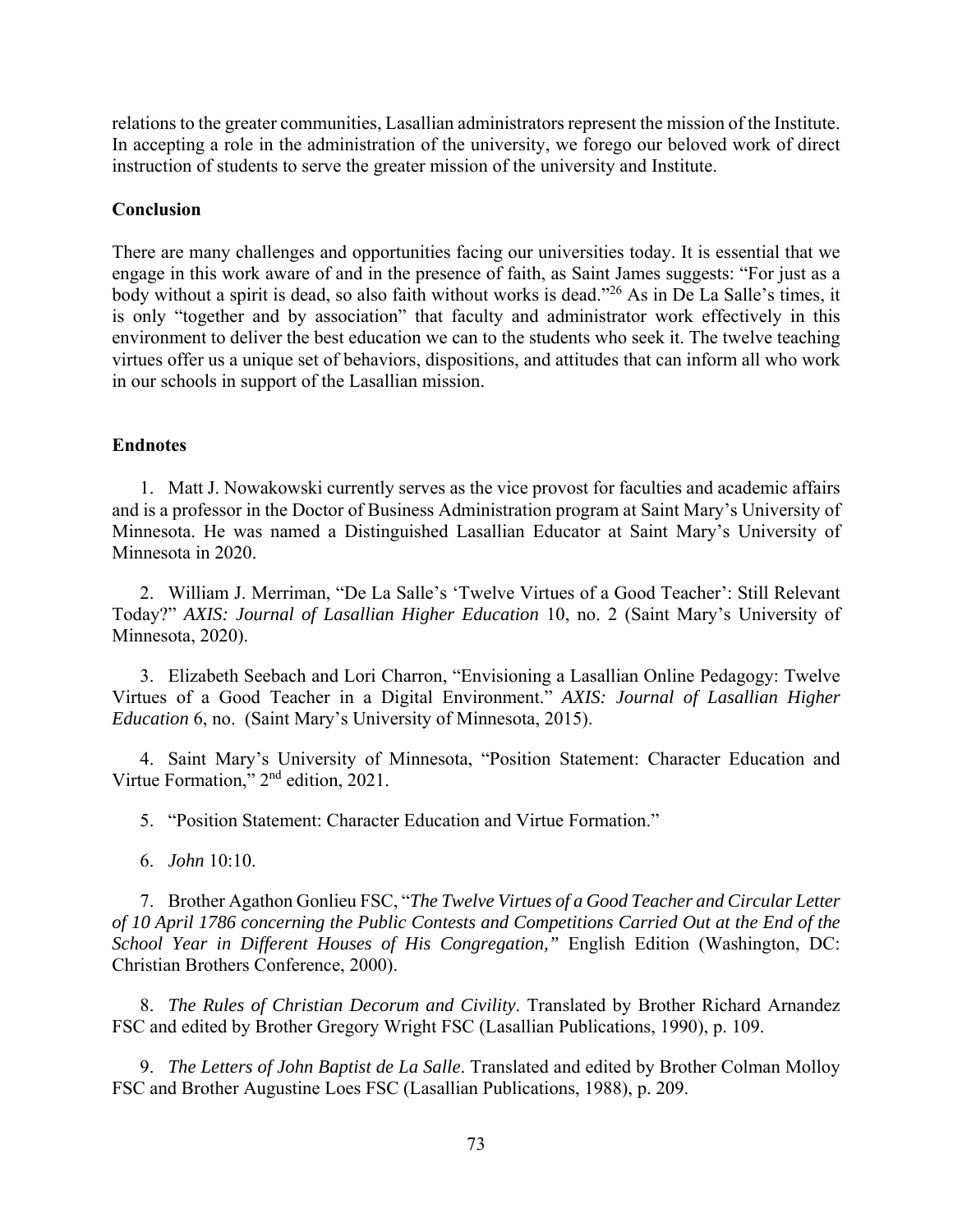relations to the greater communities, Lasallian administrators represent the mission of the Institute. In accepting a role in the administration of the university, we forego our beloved work of direct instruction of students to serve the greater mission of the university and Institute.

## Conclusion

There are many challenges and opportunities facing our universities today. It is essential that we engage in this work aware of and in the presence of faith, as Saint James suggests: "For just as a body without a spirit is dead, so also faith without works is dead."[26] As in De La Salle's times, it is only "together and by association" that faculty and administrator work effectively in this environment to deliver the best education we can to the students who seek it. The twelve teaching virtues offer us a unique set of behaviors, dispositions, and attitudes that can inform all who work in our schools in support of the Lasallian mission.

## Endnotes

1. Matt J. Nowakowski currently serves as the vice provost for faculties and academic affairs and is a professor in the Doctor of Business Administration program at Saint Mary's University of Minnesota. He was named a Distinguished Lasallian Educator at Saint Mary's University of Minnesota in 2020.

2. William J. Merriman, "De La Salle's 'Twelve Virtues of a Good Teacher': Still Relevant Today?" *AXIS: Journal of Lasallian Higher Education* 10, no. 2 (Saint Mary's University of Minnesota, 2020).

3. Elizabeth Seebach and Lori Charron, "Envisioning a Lasallian Online Pedagogy: Twelve Virtues of a Good Teacher in a Digital Environment." *AXIS: Journal of Lasallian Higher Education* 6, no. (Saint Mary's University of Minnesota, 2015).

4. Saint Mary's University of Minnesota, "Position Statement: Character Education and Virtue Formation," 2nd edition, 2021.

5. "Position Statement: Character Education and Virtue Formation."

6. *John* 10:10.

7. Brother Agathon Gonlieu FSC, "*The Twelve Virtues of a Good Teacher and Circular Letter of 10 April 1786 concerning the Public Contests and Competitions Carried Out at the End of the School Year in Different Houses of His Congregation,"* English Edition (Washington, DC: Christian Brothers Conference, 2000).

8. *The Rules of Christian Decorum and Civility*. Translated by Brother Richard Arnandez FSC and edited by Brother Gregory Wright FSC (Lasallian Publications, 1990), p. 109.

9. *The Letters of John Baptist de La Salle*. Translated and edited by Brother Colman Molloy FSC and Brother Augustine Loes FSC (Lasallian Publications, 1988), p. 209.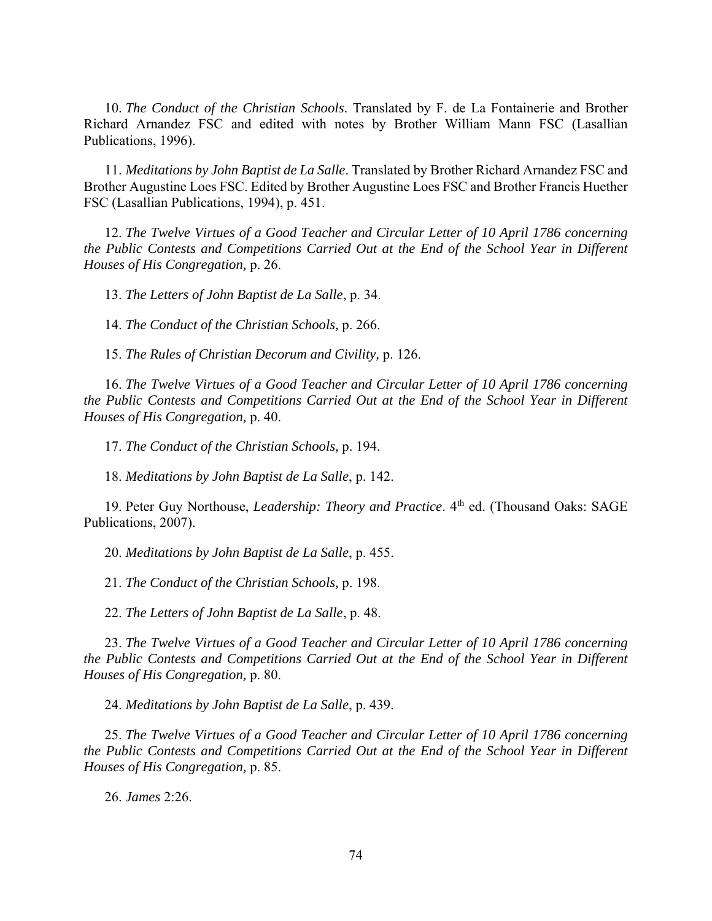10. *The Conduct of the Christian Schools*. Translated by F. de La Fontainerie and Brother Richard Arnandez FSC and edited with notes by Brother William Mann FSC (Lasallian Publications, 1996).

11. *Meditations by John Baptist de La Salle*. Translated by Brother Richard Arnandez FSC and Brother Augustine Loes FSC. Edited by Brother Augustine Loes FSC and Brother Francis Huether FSC (Lasallian Publications, 1994), p. 451.

12. *The Twelve Virtues of a Good Teacher and Circular Letter of 10 April 1786 concerning the Public Contests and Competitions Carried Out at the End of the School Year in Different Houses of His Congregation,* p. 26.

13. *The Letters of John Baptist de La Salle*, p. 34.

14. *The Conduct of the Christian Schools,* p. 266.

15. *The Rules of Christian Decorum and Civility,* p. 126.

16. *The Twelve Virtues of a Good Teacher and Circular Letter of 10 April 1786 concerning the Public Contests and Competitions Carried Out at the End of the School Year in Different Houses of His Congregation,* p. 40.

17. *The Conduct of the Christian Schools,* p. 194.

18. *Meditations by John Baptist de La Salle*, p. 142.

19. Peter Guy Northouse, *Leadership: Theory and Practice*. 4th ed. (Thousand Oaks: SAGE Publications, 2007).

20. *Meditations by John Baptist de La Salle*, p. 455.

21. *The Conduct of the Christian Schools,* p. 198.

22. *The Letters of John Baptist de La Salle*, p. 48.

23. *The Twelve Virtues of a Good Teacher and Circular Letter of 10 April 1786 concerning the Public Contests and Competitions Carried Out at the End of the School Year in Different Houses of His Congregation,* p. 80.

24. *Meditations by John Baptist de La Salle*, p. 439.

25. *The Twelve Virtues of a Good Teacher and Circular Letter of 10 April 1786 concerning the Public Contests and Competitions Carried Out at the End of the School Year in Different Houses of His Congregation,* p. 85.

26. *James* 2:26.